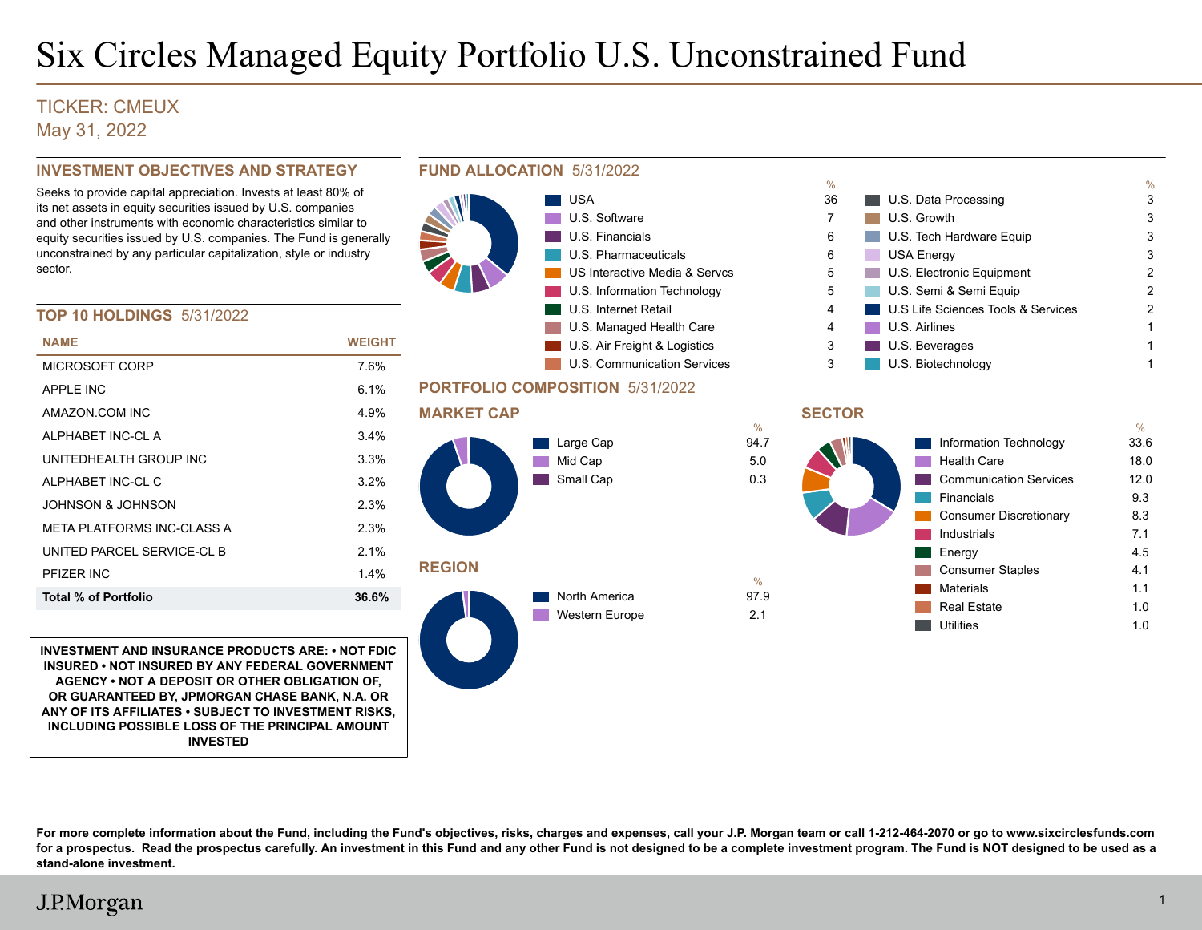# Six Circles Managed Equity Portfolio U.S. Unconstrained Fund

TICKER: CMEUX

May 31, 2022

## INVESTMENT OBJECTIVES AND STRATEGY

Seeks to provide capital appreciation. Invests at least 80% of its net assets in equity securities issued by U.S. companies and other instruments with economic characteristics similar to equity securities issued by U.S. companies. The Fund is generally unconstrained by any particular capitalization, style or industry sector.

## TOP 10 HOLDINGS 5/31/2022

| NAME | WEIGHT |
|---|---|
| MICROSOFT CORP | 7.6% |
| APPLE INC | 6.1% |
| AMAZON.COM INC | 4.9% |
| ALPHABET INC-CL A | 3.4% |
| UNITEDHEALTH GROUP INC | 3.3% |
| ALPHABET INC-CL C | 3.2% |
| JOHNSON & JOHNSON | 2.3% |
| META PLATFORMS INC-CLASS A | 2.3% |
| UNITED PARCEL SERVICE-CL B | 2.1% |
| PFIZER INC | 1.4% |
| **Total % of Portfolio** | **36.6%** |

**INVESTMENT AND INSURANCE PRODUCTS ARE: • NOT FDIC INSURED • NOT INSURED BY ANY FEDERAL GOVERNMENT AGENCY • NOT A DEPOSIT OR OTHER OBLIGATION OF, OR GUARANTEED BY, JPMORGAN CHASE BANK, N.A. OR ANY OF ITS AFFILIATES • SUBJECT TO INVESTMENT RISKS, INCLUDING POSSIBLE LOSS OF THE PRINCIPAL AMOUNT INVESTED**

## FUND ALLOCATION 5/31/2022

| | % |
|---|---|
| USA | 36 |
| U.S. Software | 7 |
| U.S. Financials | 6 |
| U.S. Pharmaceuticals | 6 |
| US Interactive Media & Servcs | 5 |
| U.S. Information Technology | 5 |
| U.S. Internet Retail | 4 |
| U.S. Managed Health Care | 4 |
| U.S. Air Freight & Logistics | 3 |
| U.S. Communication Services | 3 |
| U.S. Data Processing | 3 |
| U.S. Growth | 3 |
| U.S. Tech Hardware Equip | 3 |
| USA Energy | 3 |
| U.S. Electronic Equipment | 2 |
| U.S. Semi & Semi Equip | 2 |
| U.S Life Sciences Tools & Services | 2 |
| U.S. Airlines | 1 |
| U.S. Beverages | 1 |
| U.S. Biotechnology | 1 |

## PORTFOLIO COMPOSITION 5/31/2022

### MARKET CAP

| | % |
|---|---|
| Large Cap | 94.7 |
| Mid Cap | 5.0 |
| Small Cap | 0.3 |

### REGION

| | % |
|---|---|
| North America | 97.9 |
| Western Europe | 2.1 |

### SECTOR

| | % |
|---|---|
| Information Technology | 33.6 |
| Health Care | 18.0 |
| Communication Services | 12.0 |
| Financials | 9.3 |
| Consumer Discretionary | 8.3 |
| Industrials | 7.1 |
| Energy | 4.5 |
| Consumer Staples | 4.1 |
| Materials | 1.1 |
| Real Estate | 1.0 |
| Utilities | 1.0 |

**For more complete information about the Fund, including the Fund's objectives, risks, charges and expenses, call your J.P. Morgan team or call 1-212-464-2070 or go to www.sixcirclesfunds.com for a prospectus. Read the prospectus carefully. An investment in this Fund and any other Fund is not designed to be a complete investment program. The Fund is NOT designed to be used as a stand-alone investment.**

J.P.Morgan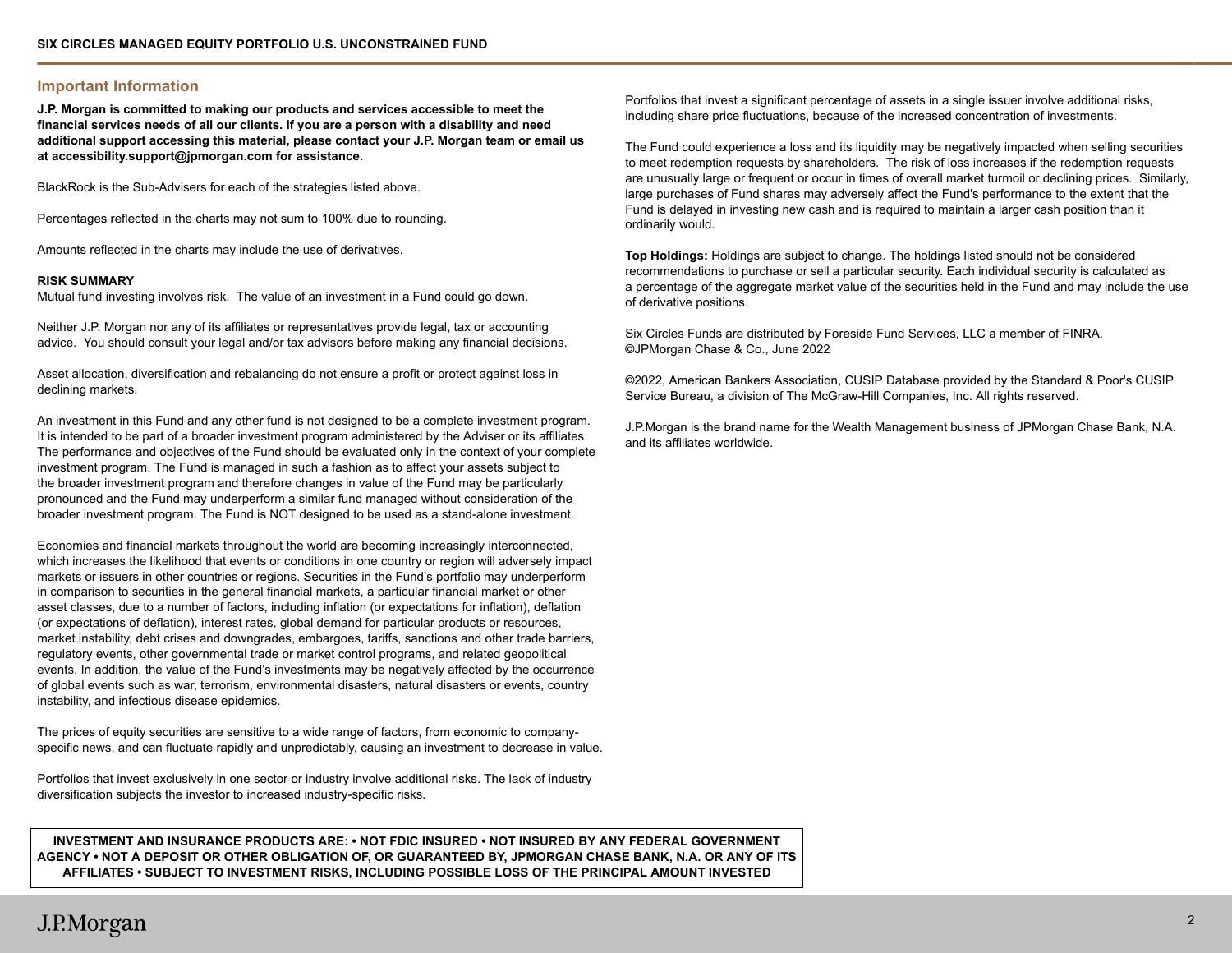## Important Information

**J.P. Morgan is committed to making our products and services accessible to meet the financial services needs of all our clients. If you are a person with a disability and need additional support accessing this material, please contact your J.P. Morgan team or email us at accessibility.support@jpmorgan.com for assistance.**

BlackRock is the Sub-Advisers for each of the strategies listed above.

Percentages reflected in the charts may not sum to 100% due to rounding.

Amounts reflected in the charts may include the use of derivatives.

**RISK SUMMARY**

Mutual fund investing involves risk. The value of an investment in a Fund could go down.

Neither J.P. Morgan nor any of its affiliates or representatives provide legal, tax or accounting advice. You should consult your legal and/or tax advisors before making any financial decisions.

Asset allocation, diversification and rebalancing do not ensure a profit or protect against loss in declining markets.

An investment in this Fund and any other fund is not designed to be a complete investment program. It is intended to be part of a broader investment program administered by the Adviser or its affiliates. The performance and objectives of the Fund should be evaluated only in the context of your complete investment program. The Fund is managed in such a fashion as to affect your assets subject to the broader investment program and therefore changes in value of the Fund may be particularly pronounced and the Fund may underperform a similar fund managed without consideration of the broader investment program. The Fund is NOT designed to be used as a stand-alone investment.

Economies and financial markets throughout the world are becoming increasingly interconnected, which increases the likelihood that events or conditions in one country or region will adversely impact markets or issuers in other countries or regions. Securities in the Fund's portfolio may underperform in comparison to securities in the general financial markets, a particular financial market or other asset classes, due to a number of factors, including inflation (or expectations for inflation), deflation (or expectations of deflation), interest rates, global demand for particular products or resources, market instability, debt crises and downgrades, embargoes, tariffs, sanctions and other trade barriers, regulatory events, other governmental trade or market control programs, and related geopolitical events. In addition, the value of the Fund's investments may be negatively affected by the occurrence of global events such as war, terrorism, environmental disasters, natural disasters or events, country instability, and infectious disease epidemics.

The prices of equity securities are sensitive to a wide range of factors, from economic to company-specific news, and can fluctuate rapidly and unpredictably, causing an investment to decrease in value.

Portfolios that invest exclusively in one sector or industry involve additional risks. The lack of industry diversification subjects the investor to increased industry-specific risks.

Portfolios that invest a significant percentage of assets in a single issuer involve additional risks, including share price fluctuations, because of the increased concentration of investments.

The Fund could experience a loss and its liquidity may be negatively impacted when selling securities to meet redemption requests by shareholders. The risk of loss increases if the redemption requests are unusually large or frequent or occur in times of overall market turmoil or declining prices. Similarly, large purchases of Fund shares may adversely affect the Fund's performance to the extent that the Fund is delayed in investing new cash and is required to maintain a larger cash position than it ordinarily would.

**Top Holdings:** Holdings are subject to change. The holdings listed should not be considered recommendations to purchase or sell a particular security. Each individual security is calculated as a percentage of the aggregate market value of the securities held in the Fund and may include the use of derivative positions.

Six Circles Funds are distributed by Foreside Fund Services, LLC a member of FINRA.
©JPMorgan Chase & Co., June 2022

©2022, American Bankers Association, CUSIP Database provided by the Standard & Poor's CUSIP Service Bureau, a division of The McGraw-Hill Companies, Inc. All rights reserved.

J.P.Morgan is the brand name for the Wealth Management business of JPMorgan Chase Bank, N.A. and its affiliates worldwide.

**INVESTMENT AND INSURANCE PRODUCTS ARE: • NOT FDIC INSURED • NOT INSURED BY ANY FEDERAL GOVERNMENT AGENCY • NOT A DEPOSIT OR OTHER OBLIGATION OF, OR GUARANTEED BY, JPMORGAN CHASE BANK, N.A. OR ANY OF ITS AFFILIATES • SUBJECT TO INVESTMENT RISKS, INCLUDING POSSIBLE LOSS OF THE PRINCIPAL AMOUNT INVESTED**

J.P.Morgan